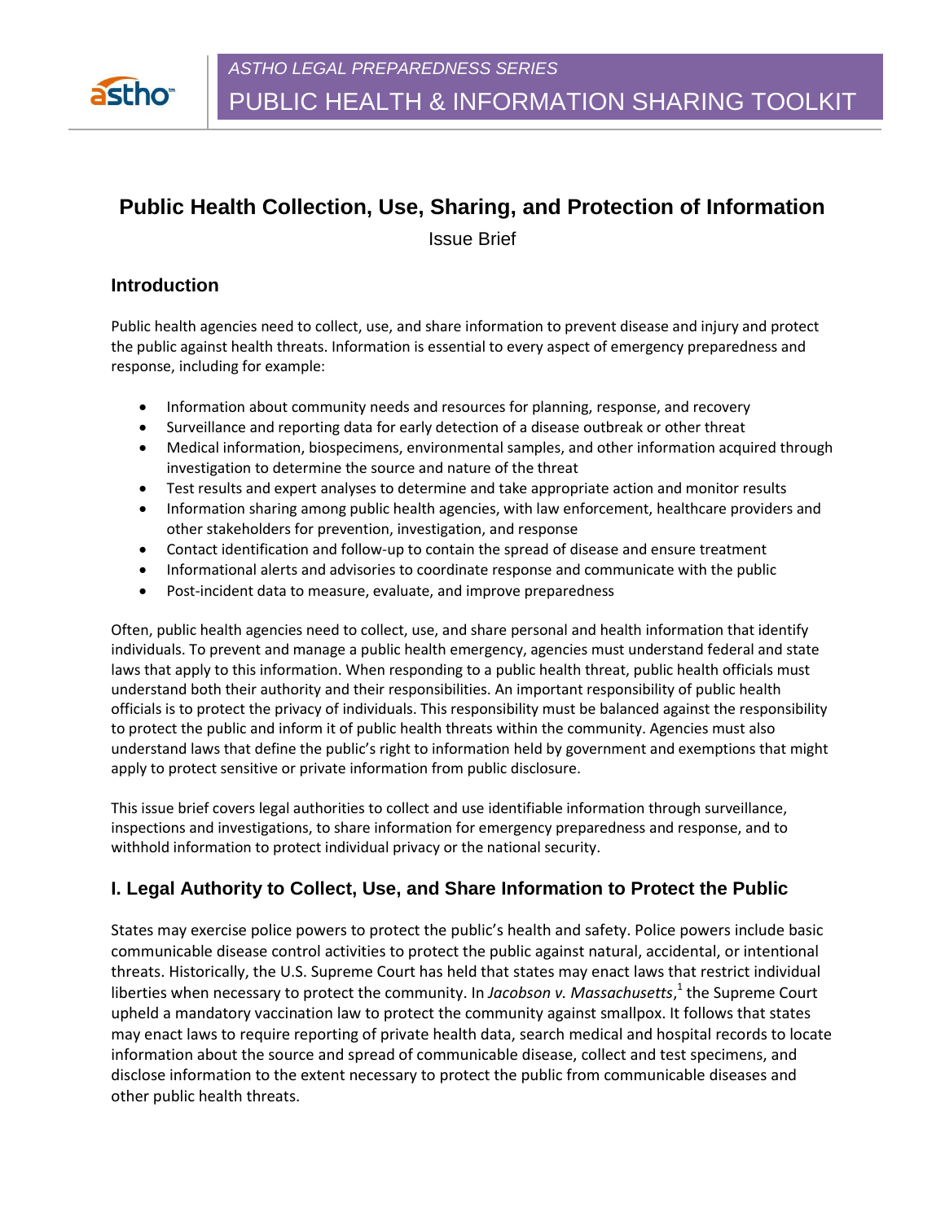ASTHO LEGAL PREPAREDNESS SERIES

PUBLIC HEALTH & INFORMATION SHARING TOOLKIT

# Public Health Collection, Use, Sharing, and Protection of Information

Issue Brief

## Introduction

Public health agencies need to collect, use, and share information to prevent disease and injury and protect the public against health threats. Information is essential to every aspect of emergency preparedness and response, including for example:

- Information about community needs and resources for planning, response, and recovery
- Surveillance and reporting data for early detection of a disease outbreak or other threat
- Medical information, biospecimens, environmental samples, and other information acquired through investigation to determine the source and nature of the threat
- Test results and expert analyses to determine and take appropriate action and monitor results
- Information sharing among public health agencies, with law enforcement, healthcare providers and other stakeholders for prevention, investigation, and response
- Contact identification and follow-up to contain the spread of disease and ensure treatment
- Informational alerts and advisories to coordinate response and communicate with the public
- Post-incident data to measure, evaluate, and improve preparedness

Often, public health agencies need to collect, use, and share personal and health information that identify individuals. To prevent and manage a public health emergency, agencies must understand federal and state laws that apply to this information. When responding to a public health threat, public health officials must understand both their authority and their responsibilities. An important responsibility of public health officials is to protect the privacy of individuals. This responsibility must be balanced against the responsibility to protect the public and inform it of public health threats within the community. Agencies must also understand laws that define the public's right to information held by government and exemptions that might apply to protect sensitive or private information from public disclosure.

This issue brief covers legal authorities to collect and use identifiable information through surveillance, inspections and investigations, to share information for emergency preparedness and response, and to withhold information to protect individual privacy or the national security.

## I. Legal Authority to Collect, Use, and Share Information to Protect the Public

States may exercise police powers to protect the public's health and safety. Police powers include basic communicable disease control activities to protect the public against natural, accidental, or intentional threats. Historically, the U.S. Supreme Court has held that states may enact laws that restrict individual liberties when necessary to protect the community. In *Jacobson v. Massachusetts*,[1] the Supreme Court upheld a mandatory vaccination law to protect the community against smallpox. It follows that states may enact laws to require reporting of private health data, search medical and hospital records to locate information about the source and spread of communicable disease, collect and test specimens, and disclose information to the extent necessary to protect the public from communicable diseases and other public health threats.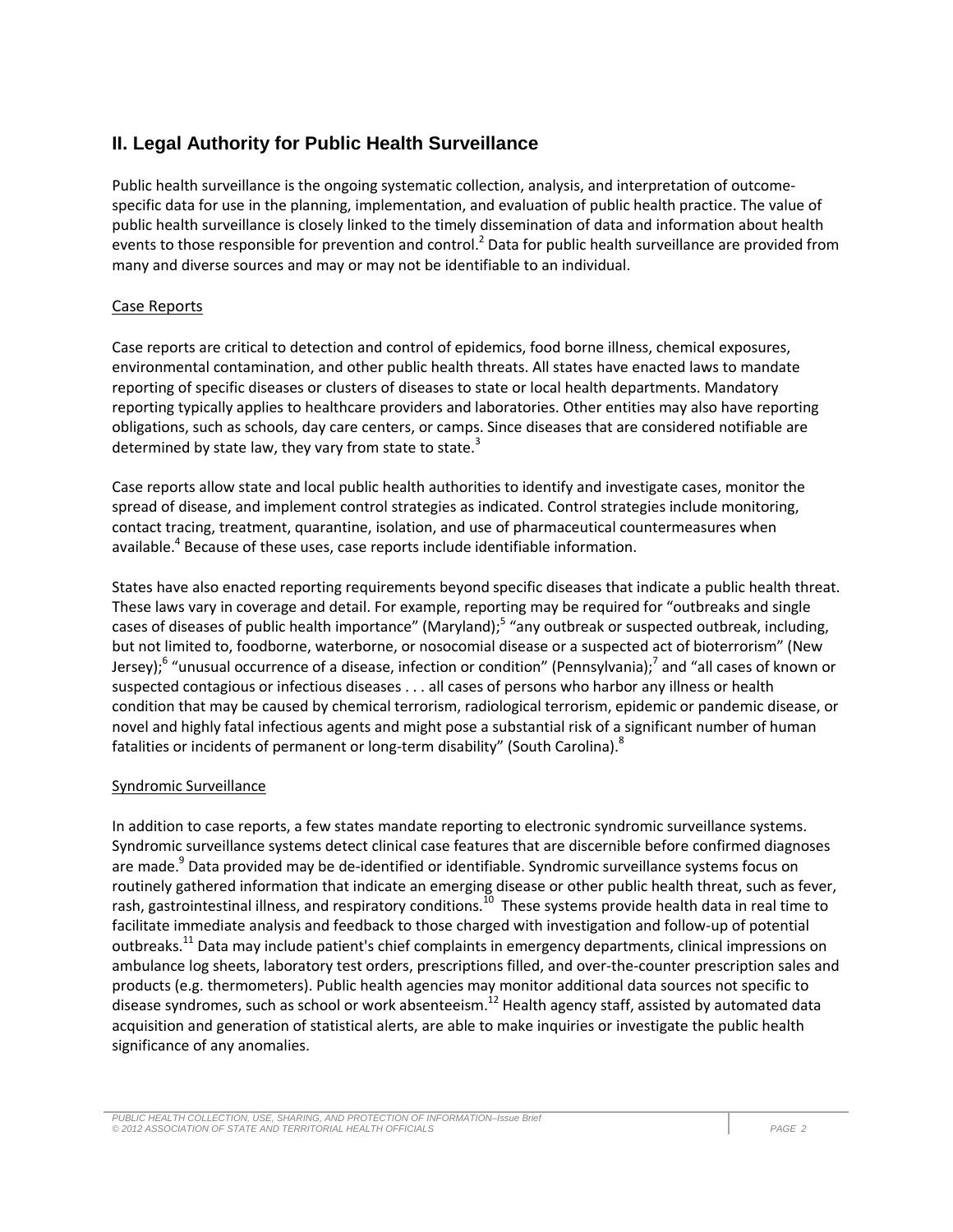## II. Legal Authority for Public Health Surveillance

Public health surveillance is the ongoing systematic collection, analysis, and interpretation of outcome-specific data for use in the planning, implementation, and evaluation of public health practice. The value of public health surveillance is closely linked to the timely dissemination of data and information about health events to those responsible for prevention and control.[2] Data for public health surveillance are provided from many and diverse sources and may or may not be identifiable to an individual.

### Case Reports

Case reports are critical to detection and control of epidemics, food borne illness, chemical exposures, environmental contamination, and other public health threats. All states have enacted laws to mandate reporting of specific diseases or clusters of diseases to state or local health departments. Mandatory reporting typically applies to healthcare providers and laboratories. Other entities may also have reporting obligations, such as schools, day care centers, or camps. Since diseases that are considered notifiable are determined by state law, they vary from state to state.[3]

Case reports allow state and local public health authorities to identify and investigate cases, monitor the spread of disease, and implement control strategies as indicated. Control strategies include monitoring, contact tracing, treatment, quarantine, isolation, and use of pharmaceutical countermeasures when available.[4] Because of these uses, case reports include identifiable information.

States have also enacted reporting requirements beyond specific diseases that indicate a public health threat. These laws vary in coverage and detail. For example, reporting may be required for "outbreaks and single cases of diseases of public health importance" (Maryland);[5] "any outbreak or suspected outbreak, including, but not limited to, foodborne, waterborne, or nosocomial disease or a suspected act of bioterrorism" (New Jersey);[6] "unusual occurrence of a disease, infection or condition" (Pennsylvania);[7] and "all cases of known or suspected contagious or infectious diseases . . . all cases of persons who harbor any illness or health condition that may be caused by chemical terrorism, radiological terrorism, epidemic or pandemic disease, or novel and highly fatal infectious agents and might pose a substantial risk of a significant number of human fatalities or incidents of permanent or long-term disability" (South Carolina).[8]

### Syndromic Surveillance

In addition to case reports, a few states mandate reporting to electronic syndromic surveillance systems. Syndromic surveillance systems detect clinical case features that are discernible before confirmed diagnoses are made.[9] Data provided may be de-identified or identifiable. Syndromic surveillance systems focus on routinely gathered information that indicate an emerging disease or other public health threat, such as fever, rash, gastrointestinal illness, and respiratory conditions.[10] These systems provide health data in real time to facilitate immediate analysis and feedback to those charged with investigation and follow-up of potential outbreaks.[11] Data may include patient's chief complaints in emergency departments, clinical impressions on ambulance log sheets, laboratory test orders, prescriptions filled, and over-the-counter prescription sales and products (e.g. thermometers). Public health agencies may monitor additional data sources not specific to disease syndromes, such as school or work absenteeism.[12] Health agency staff, assisted by automated data acquisition and generation of statistical alerts, are able to make inquiries or investigate the public health significance of any anomalies.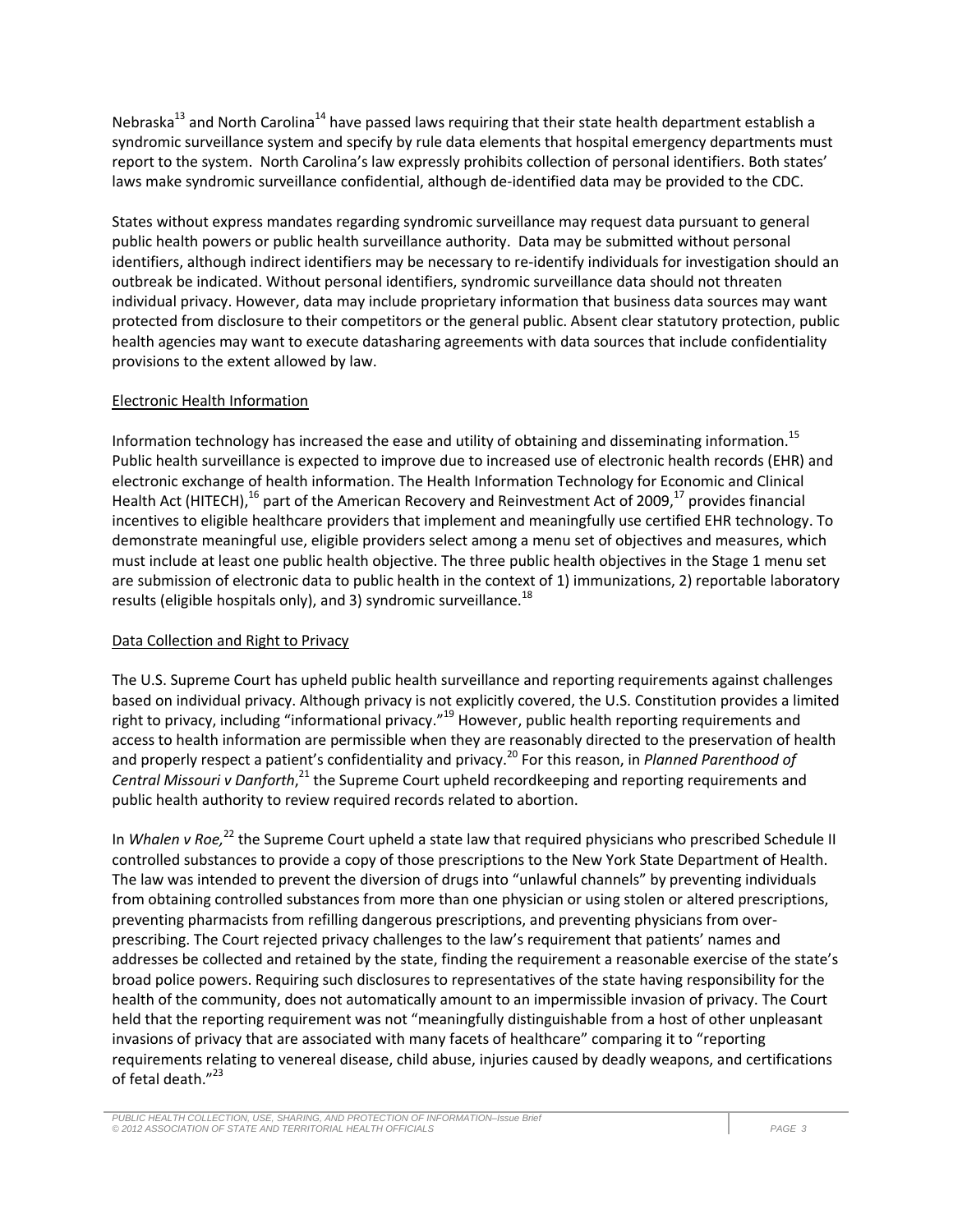Nebraska[13] and North Carolina[14] have passed laws requiring that their state health department establish a syndromic surveillance system and specify by rule data elements that hospital emergency departments must report to the system. North Carolina's law expressly prohibits collection of personal identifiers. Both states' laws make syndromic surveillance confidential, although de-identified data may be provided to the CDC.

States without express mandates regarding syndromic surveillance may request data pursuant to general public health powers or public health surveillance authority. Data may be submitted without personal identifiers, although indirect identifiers may be necessary to re-identify individuals for investigation should an outbreak be indicated. Without personal identifiers, syndromic surveillance data should not threaten individual privacy. However, data may include proprietary information that business data sources may want protected from disclosure to their competitors or the general public. Absent clear statutory protection, public health agencies may want to execute datasharing agreements with data sources that include confidentiality provisions to the extent allowed by law.

## Electronic Health Information

Information technology has increased the ease and utility of obtaining and disseminating information.[15] Public health surveillance is expected to improve due to increased use of electronic health records (EHR) and electronic exchange of health information. The Health Information Technology for Economic and Clinical Health Act (HITECH),[16] part of the American Recovery and Reinvestment Act of 2009,[17] provides financial incentives to eligible healthcare providers that implement and meaningfully use certified EHR technology. To demonstrate meaningful use, eligible providers select among a menu set of objectives and measures, which must include at least one public health objective. The three public health objectives in the Stage 1 menu set are submission of electronic data to public health in the context of 1) immunizations, 2) reportable laboratory results (eligible hospitals only), and 3) syndromic surveillance.[18]

## Data Collection and Right to Privacy

The U.S. Supreme Court has upheld public health surveillance and reporting requirements against challenges based on individual privacy. Although privacy is not explicitly covered, the U.S. Constitution provides a limited right to privacy, including "informational privacy."[19] However, public health reporting requirements and access to health information are permissible when they are reasonably directed to the preservation of health and properly respect a patient's confidentiality and privacy.[20] For this reason, in *Planned Parenthood of Central Missouri v Danforth*,[21] the Supreme Court upheld recordkeeping and reporting requirements and public health authority to review required records related to abortion.

In *Whalen v Roe,*[22] the Supreme Court upheld a state law that required physicians who prescribed Schedule II controlled substances to provide a copy of those prescriptions to the New York State Department of Health. The law was intended to prevent the diversion of drugs into "unlawful channels" by preventing individuals from obtaining controlled substances from more than one physician or using stolen or altered prescriptions, preventing pharmacists from refilling dangerous prescriptions, and preventing physicians from over-prescribing. The Court rejected privacy challenges to the law's requirement that patients' names and addresses be collected and retained by the state, finding the requirement a reasonable exercise of the state's broad police powers. Requiring such disclosures to representatives of the state having responsibility for the health of the community, does not automatically amount to an impermissible invasion of privacy. The Court held that the reporting requirement was not "meaningfully distinguishable from a host of other unpleasant invasions of privacy that are associated with many facets of healthcare" comparing it to "reporting requirements relating to venereal disease, child abuse, injuries caused by deadly weapons, and certifications of fetal death."[23]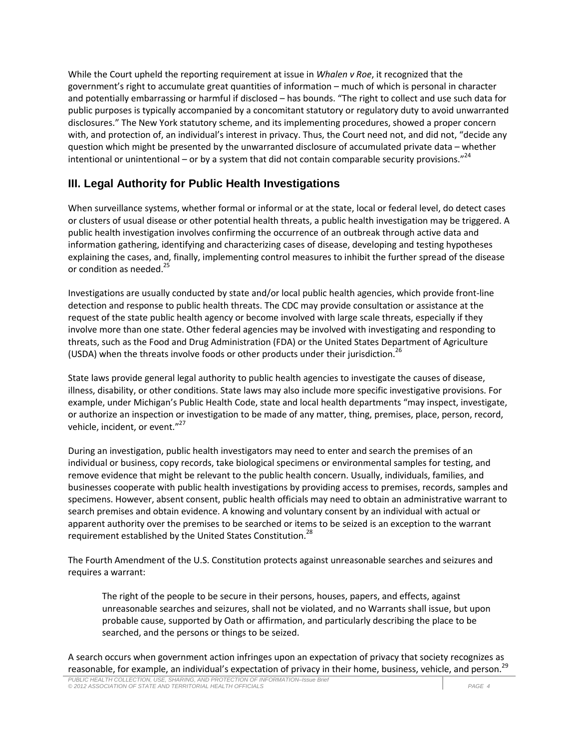While the Court upheld the reporting requirement at issue in *Whalen v Roe*, it recognized that the government's right to accumulate great quantities of information – much of which is personal in character and potentially embarrassing or harmful if disclosed – has bounds. "The right to collect and use such data for public purposes is typically accompanied by a concomitant statutory or regulatory duty to avoid unwarranted disclosures." The New York statutory scheme, and its implementing procedures, showed a proper concern with, and protection of, an individual's interest in privacy. Thus, the Court need not, and did not, "decide any question which might be presented by the unwarranted disclosure of accumulated private data – whether intentional or unintentional – or by a system that did not contain comparable security provisions."[24]

## III. Legal Authority for Public Health Investigations

When surveillance systems, whether formal or informal or at the state, local or federal level, do detect cases or clusters of usual disease or other potential health threats, a public health investigation may be triggered. A public health investigation involves confirming the occurrence of an outbreak through active data and information gathering, identifying and characterizing cases of disease, developing and testing hypotheses explaining the cases, and, finally, implementing control measures to inhibit the further spread of the disease or condition as needed.[25]

Investigations are usually conducted by state and/or local public health agencies, which provide front-line detection and response to public health threats. The CDC may provide consultation or assistance at the request of the state public health agency or become involved with large scale threats, especially if they involve more than one state. Other federal agencies may be involved with investigating and responding to threats, such as the Food and Drug Administration (FDA) or the United States Department of Agriculture (USDA) when the threats involve foods or other products under their jurisdiction.[26]

State laws provide general legal authority to public health agencies to investigate the causes of disease, illness, disability, or other conditions. State laws may also include more specific investigative provisions. For example, under Michigan's Public Health Code, state and local health departments "may inspect, investigate, or authorize an inspection or investigation to be made of any matter, thing, premises, place, person, record, vehicle, incident, or event."[27]

During an investigation, public health investigators may need to enter and search the premises of an individual or business, copy records, take biological specimens or environmental samples for testing, and remove evidence that might be relevant to the public health concern. Usually, individuals, families, and businesses cooperate with public health investigations by providing access to premises, records, samples and specimens. However, absent consent, public health officials may need to obtain an administrative warrant to search premises and obtain evidence. A knowing and voluntary consent by an individual with actual or apparent authority over the premises to be searched or items to be seized is an exception to the warrant requirement established by the United States Constitution.[28]

The Fourth Amendment of the U.S. Constitution protects against unreasonable searches and seizures and requires a warrant:

> The right of the people to be secure in their persons, houses, papers, and effects, against unreasonable searches and seizures, shall not be violated, and no Warrants shall issue, but upon probable cause, supported by Oath or affirmation, and particularly describing the place to be searched, and the persons or things to be seized.

A search occurs when government action infringes upon an expectation of privacy that society recognizes as reasonable, for example, an individual's expectation of privacy in their home, business, vehicle, and person.[29]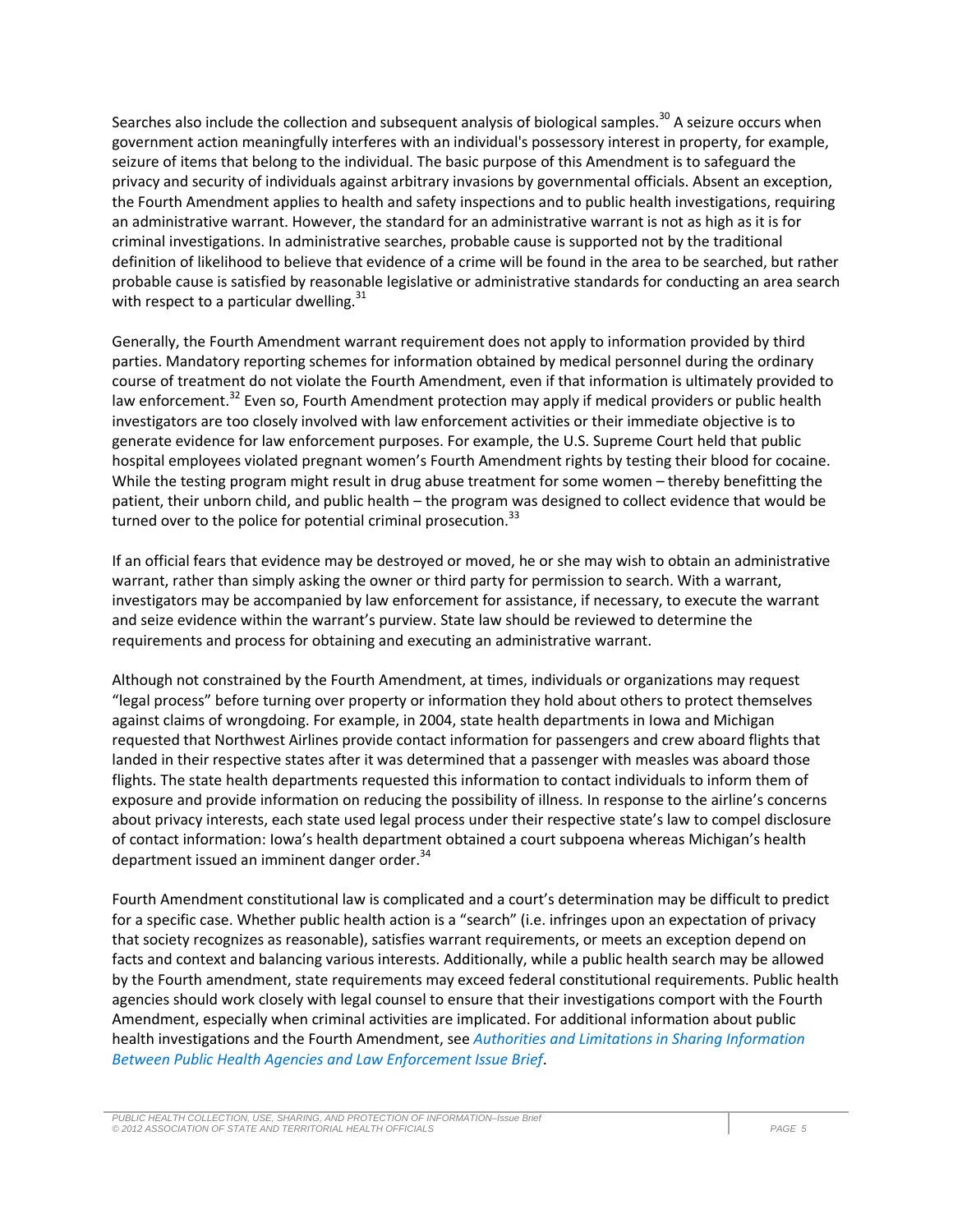Searches also include the collection and subsequent analysis of biological samples.[30] A seizure occurs when government action meaningfully interferes with an individual's possessory interest in property, for example, seizure of items that belong to the individual. The basic purpose of this Amendment is to safeguard the privacy and security of individuals against arbitrary invasions by governmental officials. Absent an exception, the Fourth Amendment applies to health and safety inspections and to public health investigations, requiring an administrative warrant. However, the standard for an administrative warrant is not as high as it is for criminal investigations. In administrative searches, probable cause is supported not by the traditional definition of likelihood to believe that evidence of a crime will be found in the area to be searched, but rather probable cause is satisfied by reasonable legislative or administrative standards for conducting an area search with respect to a particular dwelling.[31]

Generally, the Fourth Amendment warrant requirement does not apply to information provided by third parties. Mandatory reporting schemes for information obtained by medical personnel during the ordinary course of treatment do not violate the Fourth Amendment, even if that information is ultimately provided to law enforcement.[32] Even so, Fourth Amendment protection may apply if medical providers or public health investigators are too closely involved with law enforcement activities or their immediate objective is to generate evidence for law enforcement purposes. For example, the U.S. Supreme Court held that public hospital employees violated pregnant women's Fourth Amendment rights by testing their blood for cocaine. While the testing program might result in drug abuse treatment for some women – thereby benefitting the patient, their unborn child, and public health – the program was designed to collect evidence that would be turned over to the police for potential criminal prosecution.[33]

If an official fears that evidence may be destroyed or moved, he or she may wish to obtain an administrative warrant, rather than simply asking the owner or third party for permission to search. With a warrant, investigators may be accompanied by law enforcement for assistance, if necessary, to execute the warrant and seize evidence within the warrant's purview. State law should be reviewed to determine the requirements and process for obtaining and executing an administrative warrant.

Although not constrained by the Fourth Amendment, at times, individuals or organizations may request "legal process" before turning over property or information they hold about others to protect themselves against claims of wrongdoing. For example, in 2004, state health departments in Iowa and Michigan requested that Northwest Airlines provide contact information for passengers and crew aboard flights that landed in their respective states after it was determined that a passenger with measles was aboard those flights. The state health departments requested this information to contact individuals to inform them of exposure and provide information on reducing the possibility of illness. In response to the airline's concerns about privacy interests, each state used legal process under their respective state's law to compel disclosure of contact information: Iowa's health department obtained a court subpoena whereas Michigan's health department issued an imminent danger order.[34]

Fourth Amendment constitutional law is complicated and a court's determination may be difficult to predict for a specific case. Whether public health action is a "search" (i.e. infringes upon an expectation of privacy that society recognizes as reasonable), satisfies warrant requirements, or meets an exception depend on facts and context and balancing various interests. Additionally, while a public health search may be allowed by the Fourth amendment, state requirements may exceed federal constitutional requirements. Public health agencies should work closely with legal counsel to ensure that their investigations comport with the Fourth Amendment, especially when criminal activities are implicated. For additional information about public health investigations and the Fourth Amendment, see *Authorities and Limitations in Sharing Information Between Public Health Agencies and Law Enforcement Issue Brief*.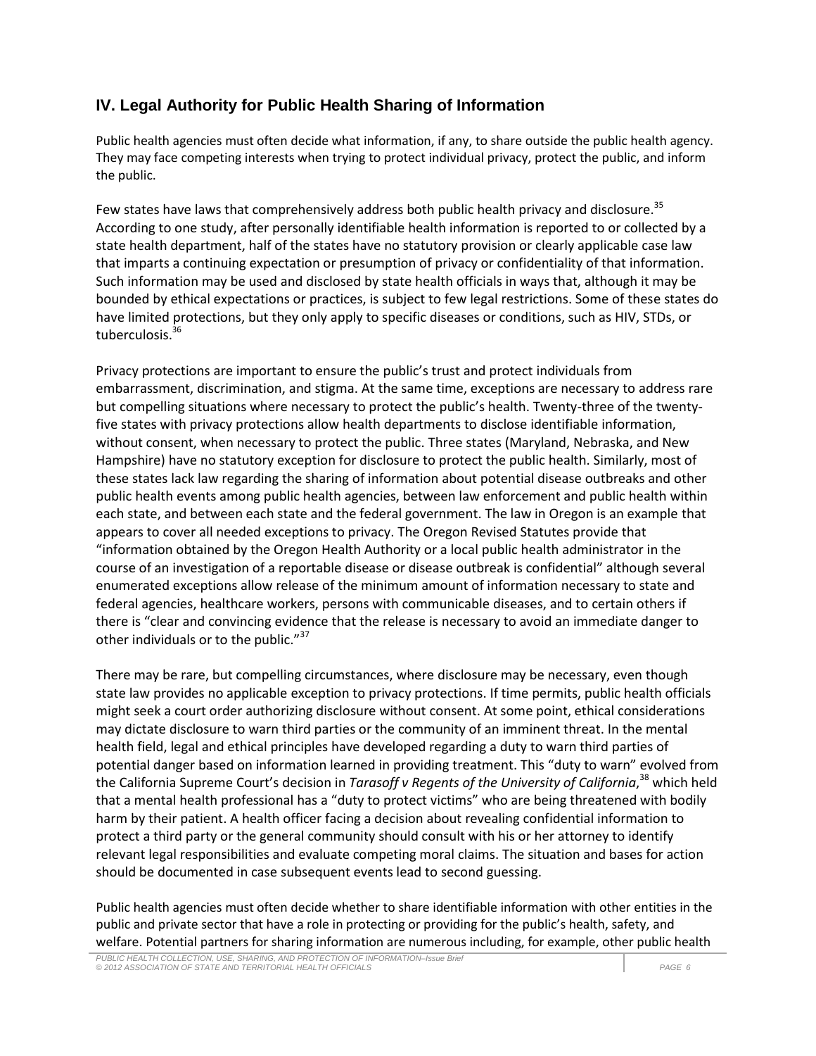## IV. Legal Authority for Public Health Sharing of Information

Public health agencies must often decide what information, if any, to share outside the public health agency. They may face competing interests when trying to protect individual privacy, protect the public, and inform the public.

Few states have laws that comprehensively address both public health privacy and disclosure.[35] According to one study, after personally identifiable health information is reported to or collected by a state health department, half of the states have no statutory provision or clearly applicable case law that imparts a continuing expectation or presumption of privacy or confidentiality of that information. Such information may be used and disclosed by state health officials in ways that, although it may be bounded by ethical expectations or practices, is subject to few legal restrictions. Some of these states do have limited protections, but they only apply to specific diseases or conditions, such as HIV, STDs, or tuberculosis.[36]

Privacy protections are important to ensure the public's trust and protect individuals from embarrassment, discrimination, and stigma. At the same time, exceptions are necessary to address rare but compelling situations where necessary to protect the public's health. Twenty-three of the twenty-five states with privacy protections allow health departments to disclose identifiable information, without consent, when necessary to protect the public. Three states (Maryland, Nebraska, and New Hampshire) have no statutory exception for disclosure to protect the public health. Similarly, most of these states lack law regarding the sharing of information about potential disease outbreaks and other public health events among public health agencies, between law enforcement and public health within each state, and between each state and the federal government. The law in Oregon is an example that appears to cover all needed exceptions to privacy. The Oregon Revised Statutes provide that "information obtained by the Oregon Health Authority or a local public health administrator in the course of an investigation of a reportable disease or disease outbreak is confidential" although several enumerated exceptions allow release of the minimum amount of information necessary to state and federal agencies, healthcare workers, persons with communicable diseases, and to certain others if there is "clear and convincing evidence that the release is necessary to avoid an immediate danger to other individuals or to the public."[37]

There may be rare, but compelling circumstances, where disclosure may be necessary, even though state law provides no applicable exception to privacy protections. If time permits, public health officials might seek a court order authorizing disclosure without consent. At some point, ethical considerations may dictate disclosure to warn third parties or the community of an imminent threat. In the mental health field, legal and ethical principles have developed regarding a duty to warn third parties of potential danger based on information learned in providing treatment. This "duty to warn" evolved from the California Supreme Court's decision in *Tarasoff v Regents of the University of California*,[38] which held that a mental health professional has a "duty to protect victims" who are being threatened with bodily harm by their patient. A health officer facing a decision about revealing confidential information to protect a third party or the general community should consult with his or her attorney to identify relevant legal responsibilities and evaluate competing moral claims. The situation and bases for action should be documented in case subsequent events lead to second guessing.

Public health agencies must often decide whether to share identifiable information with other entities in the public and private sector that have a role in protecting or providing for the public's health, safety, and welfare. Potential partners for sharing information are numerous including, for example, other public health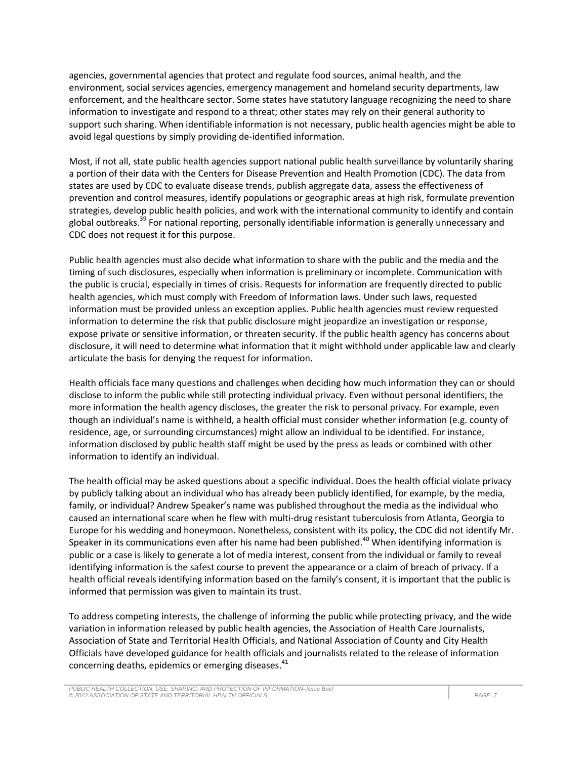agencies, governmental agencies that protect and regulate food sources, animal health, and the environment, social services agencies, emergency management and homeland security departments, law enforcement, and the healthcare sector. Some states have statutory language recognizing the need to share information to investigate and respond to a threat; other states may rely on their general authority to support such sharing. When identifiable information is not necessary, public health agencies might be able to avoid legal questions by simply providing de-identified information.

Most, if not all, state public health agencies support national public health surveillance by voluntarily sharing a portion of their data with the Centers for Disease Prevention and Health Promotion (CDC). The data from states are used by CDC to evaluate disease trends, publish aggregate data, assess the effectiveness of prevention and control measures, identify populations or geographic areas at high risk, formulate prevention strategies, develop public health policies, and work with the international community to identify and contain global outbreaks.[39] For national reporting, personally identifiable information is generally unnecessary and CDC does not request it for this purpose.

Public health agencies must also decide what information to share with the public and the media and the timing of such disclosures, especially when information is preliminary or incomplete. Communication with the public is crucial, especially in times of crisis. Requests for information are frequently directed to public health agencies, which must comply with Freedom of Information laws. Under such laws, requested information must be provided unless an exception applies. Public health agencies must review requested information to determine the risk that public disclosure might jeopardize an investigation or response, expose private or sensitive information, or threaten security. If the public health agency has concerns about disclosure, it will need to determine what information that it might withhold under applicable law and clearly articulate the basis for denying the request for information.

Health officials face many questions and challenges when deciding how much information they can or should disclose to inform the public while still protecting individual privacy. Even without personal identifiers, the more information the health agency discloses, the greater the risk to personal privacy. For example, even though an individual's name is withheld, a health official must consider whether information (e.g. county of residence, age, or surrounding circumstances) might allow an individual to be identified. For instance, information disclosed by public health staff might be used by the press as leads or combined with other information to identify an individual.

The health official may be asked questions about a specific individual. Does the health official violate privacy by publicly talking about an individual who has already been publicly identified, for example, by the media, family, or individual? Andrew Speaker's name was published throughout the media as the individual who caused an international scare when he flew with multi-drug resistant tuberculosis from Atlanta, Georgia to Europe for his wedding and honeymoon. Nonetheless, consistent with its policy, the CDC did not identify Mr. Speaker in its communications even after his name had been published.[40] When identifying information is public or a case is likely to generate a lot of media interest, consent from the individual or family to reveal identifying information is the safest course to prevent the appearance or a claim of breach of privacy. If a health official reveals identifying information based on the family's consent, it is important that the public is informed that permission was given to maintain its trust.

To address competing interests, the challenge of informing the public while protecting privacy, and the wide variation in information released by public health agencies, the Association of Health Care Journalists, Association of State and Territorial Health Officials, and National Association of County and City Health Officials have developed guidance for health officials and journalists related to the release of information concerning deaths, epidemics or emerging diseases.[41]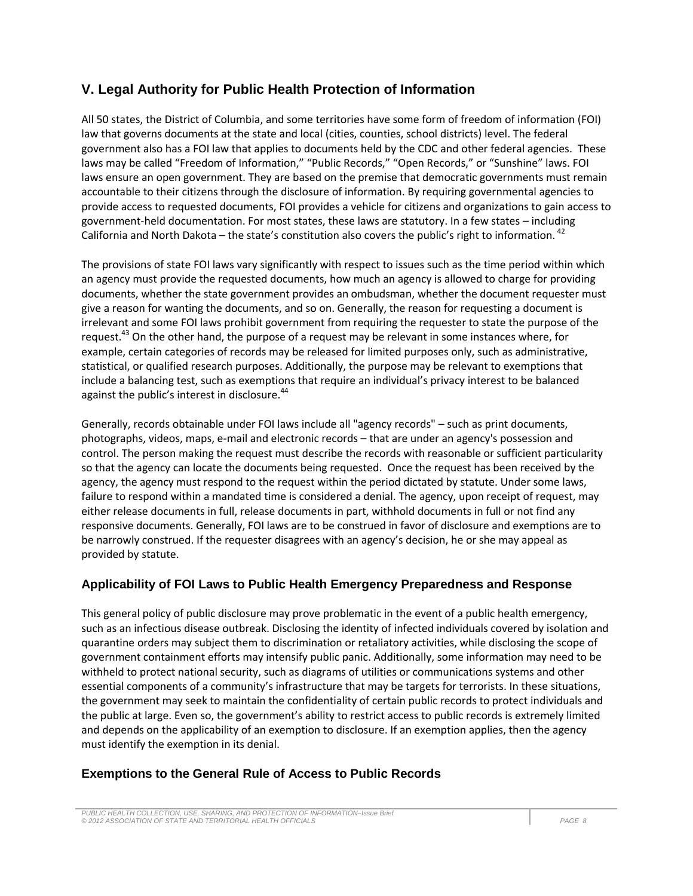## V. Legal Authority for Public Health Protection of Information

All 50 states, the District of Columbia, and some territories have some form of freedom of information (FOI) law that governs documents at the state and local (cities, counties, school districts) level. The federal government also has a FOI law that applies to documents held by the CDC and other federal agencies. These laws may be called "Freedom of Information," "Public Records," "Open Records," or "Sunshine" laws. FOI laws ensure an open government. They are based on the premise that democratic governments must remain accountable to their citizens through the disclosure of information. By requiring governmental agencies to provide access to requested documents, FOI provides a vehicle for citizens and organizations to gain access to government-held documentation. For most states, these laws are statutory. In a few states – including California and North Dakota – the state's constitution also covers the public's right to information. [42]

The provisions of state FOI laws vary significantly with respect to issues such as the time period within which an agency must provide the requested documents, how much an agency is allowed to charge for providing documents, whether the state government provides an ombudsman, whether the document requester must give a reason for wanting the documents, and so on. Generally, the reason for requesting a document is irrelevant and some FOI laws prohibit government from requiring the requester to state the purpose of the request.[43] On the other hand, the purpose of a request may be relevant in some instances where, for example, certain categories of records may be released for limited purposes only, such as administrative, statistical, or qualified research purposes. Additionally, the purpose may be relevant to exemptions that include a balancing test, such as exemptions that require an individual's privacy interest to be balanced against the public's interest in disclosure.[44]

Generally, records obtainable under FOI laws include all "agency records" – such as print documents, photographs, videos, maps, e-mail and electronic records – that are under an agency's possession and control. The person making the request must describe the records with reasonable or sufficient particularity so that the agency can locate the documents being requested. Once the request has been received by the agency, the agency must respond to the request within the period dictated by statute. Under some laws, failure to respond within a mandated time is considered a denial. The agency, upon receipt of request, may either release documents in full, release documents in part, withhold documents in full or not find any responsive documents. Generally, FOI laws are to be construed in favor of disclosure and exemptions are to be narrowly construed. If the requester disagrees with an agency's decision, he or she may appeal as provided by statute.

### Applicability of FOI Laws to Public Health Emergency Preparedness and Response

This general policy of public disclosure may prove problematic in the event of a public health emergency, such as an infectious disease outbreak. Disclosing the identity of infected individuals covered by isolation and quarantine orders may subject them to discrimination or retaliatory activities, while disclosing the scope of government containment efforts may intensify public panic. Additionally, some information may need to be withheld to protect national security, such as diagrams of utilities or communications systems and other essential components of a community's infrastructure that may be targets for terrorists. In these situations, the government may seek to maintain the confidentiality of certain public records to protect individuals and the public at large. Even so, the government's ability to restrict access to public records is extremely limited and depends on the applicability of an exemption to disclosure. If an exemption applies, then the agency must identify the exemption in its denial.

### Exemptions to the General Rule of Access to Public Records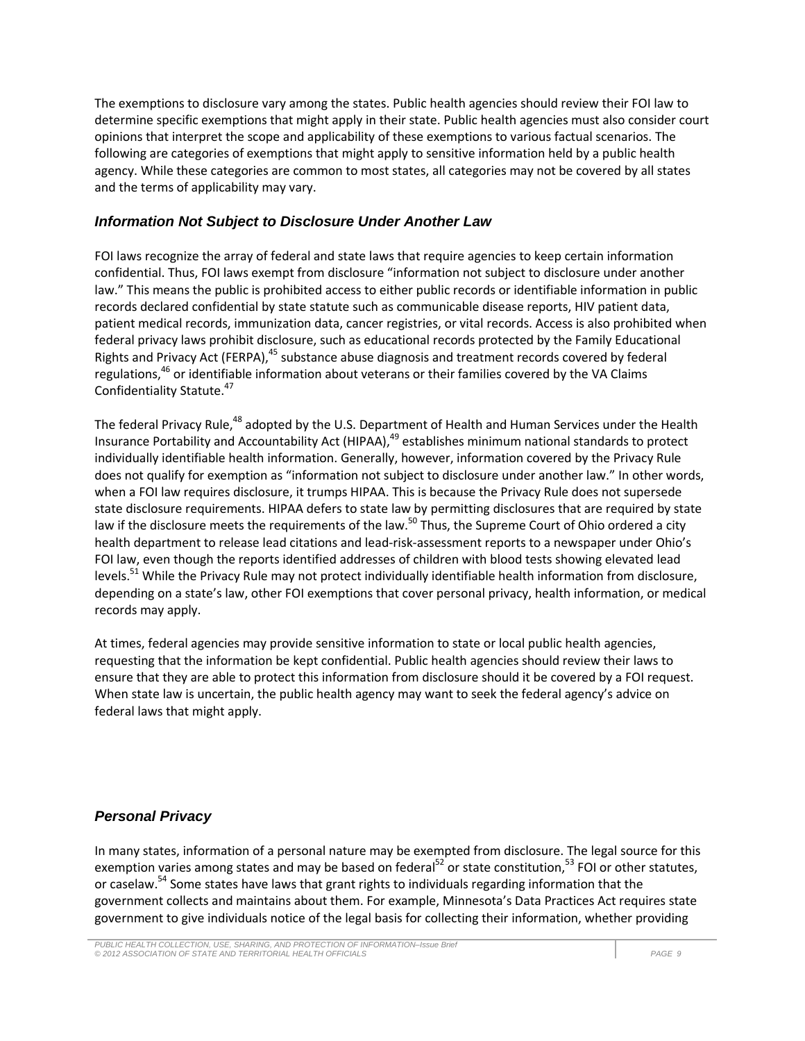The exemptions to disclosure vary among the states. Public health agencies should review their FOI law to determine specific exemptions that might apply in their state. Public health agencies must also consider court opinions that interpret the scope and applicability of these exemptions to various factual scenarios. The following are categories of exemptions that might apply to sensitive information held by a public health agency. While these categories are common to most states, all categories may not be covered by all states and the terms of applicability may vary.

### *Information Not Subject to Disclosure Under Another Law*

FOI laws recognize the array of federal and state laws that require agencies to keep certain information confidential. Thus, FOI laws exempt from disclosure "information not subject to disclosure under another law." This means the public is prohibited access to either public records or identifiable information in public records declared confidential by state statute such as communicable disease reports, HIV patient data, patient medical records, immunization data, cancer registries, or vital records. Access is also prohibited when federal privacy laws prohibit disclosure, such as educational records protected by the Family Educational Rights and Privacy Act (FERPA),[45] substance abuse diagnosis and treatment records covered by federal regulations,[46] or identifiable information about veterans or their families covered by the VA Claims Confidentiality Statute.[47]

The federal Privacy Rule,[48] adopted by the U.S. Department of Health and Human Services under the Health Insurance Portability and Accountability Act (HIPAA),[49] establishes minimum national standards to protect individually identifiable health information. Generally, however, information covered by the Privacy Rule does not qualify for exemption as "information not subject to disclosure under another law." In other words, when a FOI law requires disclosure, it trumps HIPAA. This is because the Privacy Rule does not supersede state disclosure requirements. HIPAA defers to state law by permitting disclosures that are required by state law if the disclosure meets the requirements of the law.[50] Thus, the Supreme Court of Ohio ordered a city health department to release lead citations and lead-risk-assessment reports to a newspaper under Ohio's FOI law, even though the reports identified addresses of children with blood tests showing elevated lead levels.[51] While the Privacy Rule may not protect individually identifiable health information from disclosure, depending on a state's law, other FOI exemptions that cover personal privacy, health information, or medical records may apply.

At times, federal agencies may provide sensitive information to state or local public health agencies, requesting that the information be kept confidential. Public health agencies should review their laws to ensure that they are able to protect this information from disclosure should it be covered by a FOI request. When state law is uncertain, the public health agency may want to seek the federal agency's advice on federal laws that might apply.

### *Personal Privacy*

In many states, information of a personal nature may be exempted from disclosure. The legal source for this exemption varies among states and may be based on federal[52] or state constitution,[53] FOI or other statutes, or caselaw.[54] Some states have laws that grant rights to individuals regarding information that the government collects and maintains about them. For example, Minnesota's Data Practices Act requires state government to give individuals notice of the legal basis for collecting their information, whether providing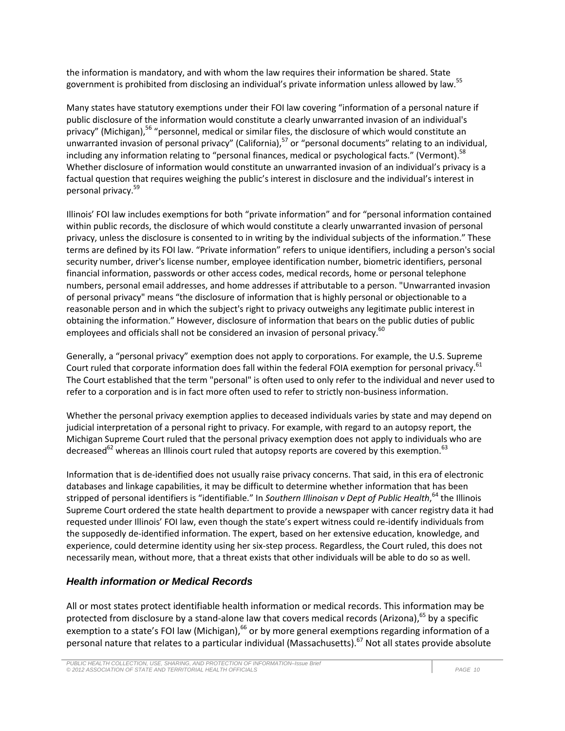the information is mandatory, and with whom the law requires their information be shared. State government is prohibited from disclosing an individual's private information unless allowed by law.[55]

Many states have statutory exemptions under their FOI law covering "information of a personal nature if public disclosure of the information would constitute a clearly unwarranted invasion of an individual's privacy" (Michigan),[56] "personnel, medical or similar files, the disclosure of which would constitute an unwarranted invasion of personal privacy" (California),[57] or "personal documents" relating to an individual, including any information relating to "personal finances, medical or psychological facts." (Vermont).[58] Whether disclosure of information would constitute an unwarranted invasion of an individual's privacy is a factual question that requires weighing the public's interest in disclosure and the individual's interest in personal privacy.[59]

Illinois' FOI law includes exemptions for both "private information" and for "personal information contained within public records, the disclosure of which would constitute a clearly unwarranted invasion of personal privacy, unless the disclosure is consented to in writing by the individual subjects of the information." These terms are defined by its FOI law. "Private information" refers to unique identifiers, including a person's social security number, driver's license number, employee identification number, biometric identifiers, personal financial information, passwords or other access codes, medical records, home or personal telephone numbers, personal email addresses, and home addresses if attributable to a person. "Unwarranted invasion of personal privacy" means "the disclosure of information that is highly personal or objectionable to a reasonable person and in which the subject's right to privacy outweighs any legitimate public interest in obtaining the information." However, disclosure of information that bears on the public duties of public employees and officials shall not be considered an invasion of personal privacy.[60]

Generally, a "personal privacy" exemption does not apply to corporations. For example, the U.S. Supreme Court ruled that corporate information does fall within the federal FOIA exemption for personal privacy.[61] The Court established that the term "personal" is often used to only refer to the individual and never used to refer to a corporation and is in fact more often used to refer to strictly non-business information.

Whether the personal privacy exemption applies to deceased individuals varies by state and may depend on judicial interpretation of a personal right to privacy. For example, with regard to an autopsy report, the Michigan Supreme Court ruled that the personal privacy exemption does not apply to individuals who are decreased[62] whereas an Illinois court ruled that autopsy reports are covered by this exemption.[63]

Information that is de-identified does not usually raise privacy concerns. That said, in this era of electronic databases and linkage capabilities, it may be difficult to determine whether information that has been stripped of personal identifiers is "identifiable." In *Southern Illinoisan v Dept of Public Health*,[64] the Illinois Supreme Court ordered the state health department to provide a newspaper with cancer registry data it had requested under Illinois' FOI law, even though the state's expert witness could re-identify individuals from the supposedly de-identified information. The expert, based on her extensive education, knowledge, and experience, could determine identity using her six-step process. Regardless, the Court ruled, this does not necessarily mean, without more, that a threat exists that other individuals will be able to do so as well.

### *Health information or Medical Records*

All or most states protect identifiable health information or medical records. This information may be protected from disclosure by a stand-alone law that covers medical records (Arizona),[65] by a specific exemption to a state's FOI law (Michigan),[66] or by more general exemptions regarding information of a personal nature that relates to a particular individual (Massachusetts).[67] Not all states provide absolute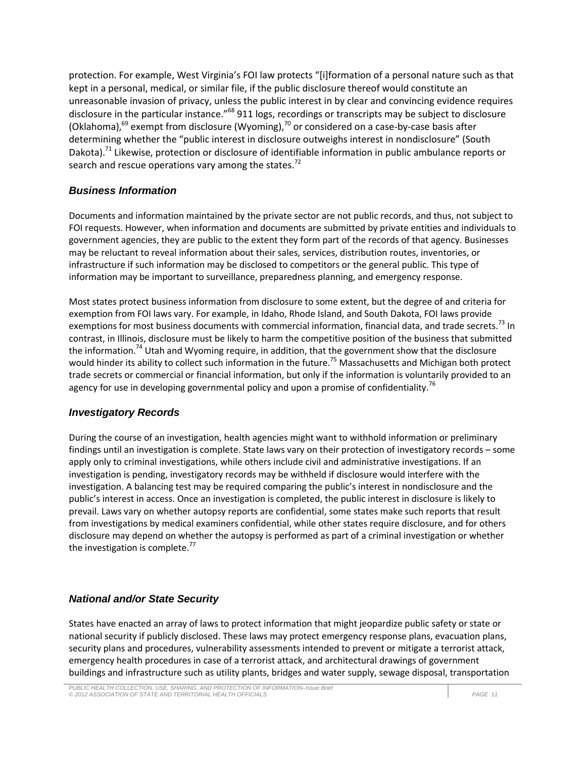protection. For example, West Virginia's FOI law protects "[i]formation of a personal nature such as that kept in a personal, medical, or similar file, if the public disclosure thereof would constitute an unreasonable invasion of privacy, unless the public interest in by clear and convincing evidence requires disclosure in the particular instance."[68] 911 logs, recordings or transcripts may be subject to disclosure (Oklahoma),[69] exempt from disclosure (Wyoming),[70] or considered on a case-by-case basis after determining whether the "public interest in disclosure outweighs interest in nondisclosure" (South Dakota).[71] Likewise, protection or disclosure of identifiable information in public ambulance reports or search and rescue operations vary among the states.[72]

### *Business Information*

Documents and information maintained by the private sector are not public records, and thus, not subject to FOI requests. However, when information and documents are submitted by private entities and individuals to government agencies, they are public to the extent they form part of the records of that agency. Businesses may be reluctant to reveal information about their sales, services, distribution routes, inventories, or infrastructure if such information may be disclosed to competitors or the general public. This type of information may be important to surveillance, preparedness planning, and emergency response.

Most states protect business information from disclosure to some extent, but the degree of and criteria for exemption from FOI laws vary. For example, in Idaho, Rhode Island, and South Dakota, FOI laws provide exemptions for most business documents with commercial information, financial data, and trade secrets.[73] In contrast, in Illinois, disclosure must be likely to harm the competitive position of the business that submitted the information.[74] Utah and Wyoming require, in addition, that the government show that the disclosure would hinder its ability to collect such information in the future.[75] Massachusetts and Michigan both protect trade secrets or commercial or financial information, but only if the information is voluntarily provided to an agency for use in developing governmental policy and upon a promise of confidentiality.[76]

### *Investigatory Records*

During the course of an investigation, health agencies might want to withhold information or preliminary findings until an investigation is complete. State laws vary on their protection of investigatory records – some apply only to criminal investigations, while others include civil and administrative investigations. If an investigation is pending, investigatory records may be withheld if disclosure would interfere with the investigation. A balancing test may be required comparing the public's interest in nondisclosure and the public's interest in access. Once an investigation is completed, the public interest in disclosure is likely to prevail. Laws vary on whether autopsy reports are confidential, some states make such reports that result from investigations by medical examiners confidential, while other states require disclosure, and for others disclosure may depend on whether the autopsy is performed as part of a criminal investigation or whether the investigation is complete.[77]

### *National and/or State Security*

States have enacted an array of laws to protect information that might jeopardize public safety or state or national security if publicly disclosed. These laws may protect emergency response plans, evacuation plans, security plans and procedures, vulnerability assessments intended to prevent or mitigate a terrorist attack, emergency health procedures in case of a terrorist attack, and architectural drawings of government buildings and infrastructure such as utility plants, bridges and water supply, sewage disposal, transportation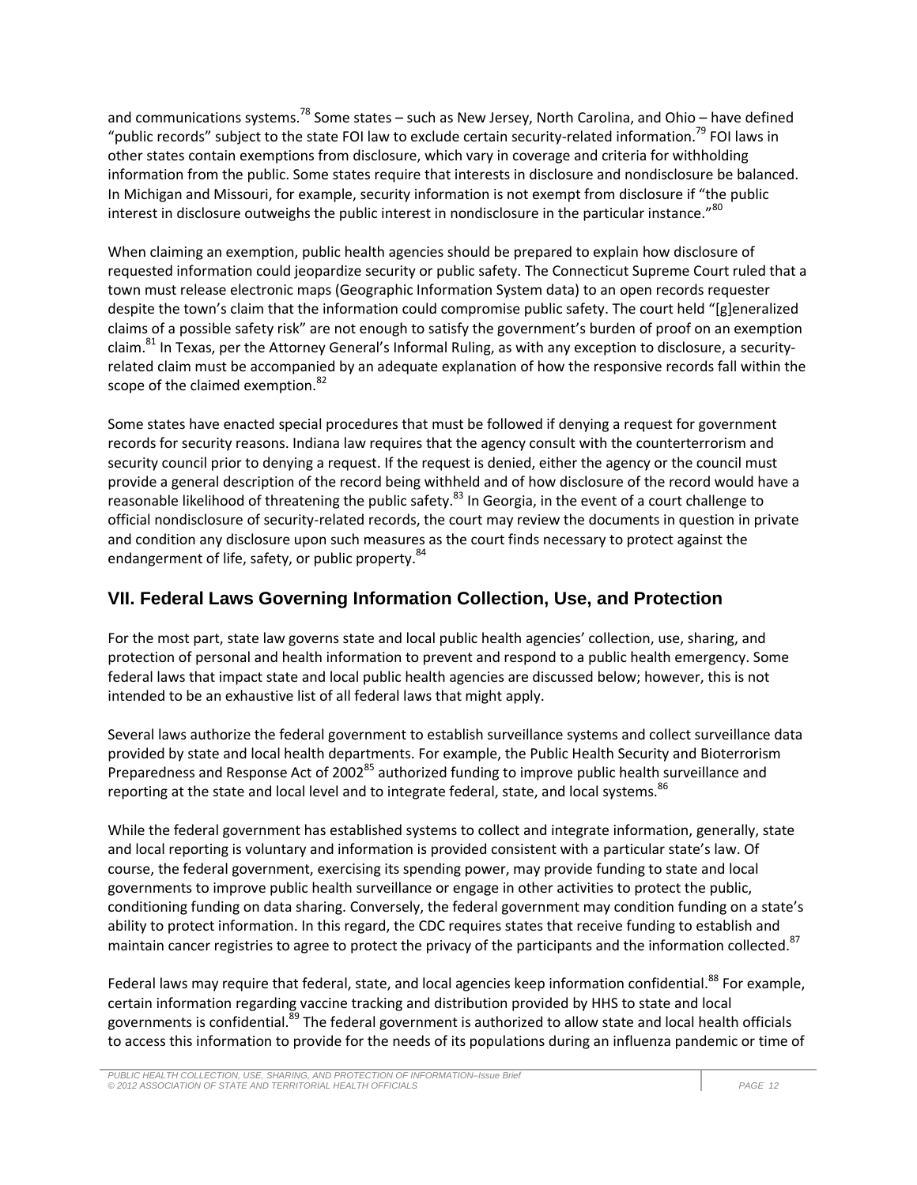and communications systems.[78] Some states – such as New Jersey, North Carolina, and Ohio – have defined "public records" subject to the state FOI law to exclude certain security-related information.[79] FOI laws in other states contain exemptions from disclosure, which vary in coverage and criteria for withholding information from the public. Some states require that interests in disclosure and nondisclosure be balanced. In Michigan and Missouri, for example, security information is not exempt from disclosure if "the public interest in disclosure outweighs the public interest in nondisclosure in the particular instance."[80]

When claiming an exemption, public health agencies should be prepared to explain how disclosure of requested information could jeopardize security or public safety. The Connecticut Supreme Court ruled that a town must release electronic maps (Geographic Information System data) to an open records requester despite the town's claim that the information could compromise public safety. The court held "[g]eneralized claims of a possible safety risk" are not enough to satisfy the government's burden of proof on an exemption claim.[81] In Texas, per the Attorney General's Informal Ruling, as with any exception to disclosure, a security-related claim must be accompanied by an adequate explanation of how the responsive records fall within the scope of the claimed exemption.[82]

Some states have enacted special procedures that must be followed if denying a request for government records for security reasons. Indiana law requires that the agency consult with the counterterrorism and security council prior to denying a request. If the request is denied, either the agency or the council must provide a general description of the record being withheld and of how disclosure of the record would have a reasonable likelihood of threatening the public safety.[83] In Georgia, in the event of a court challenge to official nondisclosure of security-related records, the court may review the documents in question in private and condition any disclosure upon such measures as the court finds necessary to protect against the endangerment of life, safety, or public property.[84]

## VII. Federal Laws Governing Information Collection, Use, and Protection

For the most part, state law governs state and local public health agencies' collection, use, sharing, and protection of personal and health information to prevent and respond to a public health emergency. Some federal laws that impact state and local public health agencies are discussed below; however, this is not intended to be an exhaustive list of all federal laws that might apply.

Several laws authorize the federal government to establish surveillance systems and collect surveillance data provided by state and local health departments. For example, the Public Health Security and Bioterrorism Preparedness and Response Act of 2002[85] authorized funding to improve public health surveillance and reporting at the state and local level and to integrate federal, state, and local systems.[86]

While the federal government has established systems to collect and integrate information, generally, state and local reporting is voluntary and information is provided consistent with a particular state's law. Of course, the federal government, exercising its spending power, may provide funding to state and local governments to improve public health surveillance or engage in other activities to protect the public, conditioning funding on data sharing. Conversely, the federal government may condition funding on a state's ability to protect information. In this regard, the CDC requires states that receive funding to establish and maintain cancer registries to agree to protect the privacy of the participants and the information collected.[87]

Federal laws may require that federal, state, and local agencies keep information confidential.[88] For example, certain information regarding vaccine tracking and distribution provided by HHS to state and local governments is confidential.[89] The federal government is authorized to allow state and local health officials to access this information to provide for the needs of its populations during an influenza pandemic or time of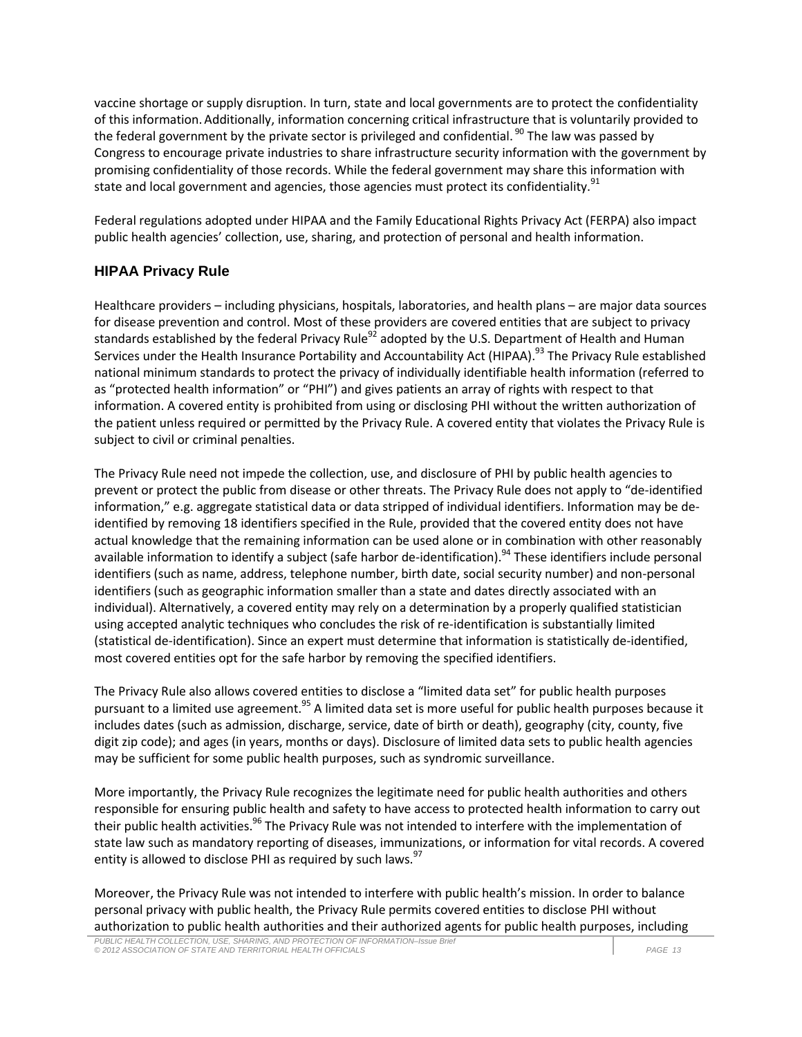vaccine shortage or supply disruption. In turn, state and local governments are to protect the confidentiality of this information. Additionally, information concerning critical infrastructure that is voluntarily provided to the federal government by the private sector is privileged and confidential.[90] The law was passed by Congress to encourage private industries to share infrastructure security information with the government by promising confidentiality of those records. While the federal government may share this information with state and local government and agencies, those agencies must protect its confidentiality.[91]

Federal regulations adopted under HIPAA and the Family Educational Rights Privacy Act (FERPA) also impact public health agencies' collection, use, sharing, and protection of personal and health information.

## HIPAA Privacy Rule

Healthcare providers – including physicians, hospitals, laboratories, and health plans – are major data sources for disease prevention and control. Most of these providers are covered entities that are subject to privacy standards established by the federal Privacy Rule[92] adopted by the U.S. Department of Health and Human Services under the Health Insurance Portability and Accountability Act (HIPAA).[93] The Privacy Rule established national minimum standards to protect the privacy of individually identifiable health information (referred to as "protected health information" or "PHI") and gives patients an array of rights with respect to that information. A covered entity is prohibited from using or disclosing PHI without the written authorization of the patient unless required or permitted by the Privacy Rule. A covered entity that violates the Privacy Rule is subject to civil or criminal penalties.

The Privacy Rule need not impede the collection, use, and disclosure of PHI by public health agencies to prevent or protect the public from disease or other threats. The Privacy Rule does not apply to "de-identified information," e.g. aggregate statistical data or data stripped of individual identifiers. Information may be de-identified by removing 18 identifiers specified in the Rule, provided that the covered entity does not have actual knowledge that the remaining information can be used alone or in combination with other reasonably available information to identify a subject (safe harbor de-identification).[94] These identifiers include personal identifiers (such as name, address, telephone number, birth date, social security number) and non-personal identifiers (such as geographic information smaller than a state and dates directly associated with an individual). Alternatively, a covered entity may rely on a determination by a properly qualified statistician using accepted analytic techniques who concludes the risk of re-identification is substantially limited (statistical de-identification). Since an expert must determine that information is statistically de-identified, most covered entities opt for the safe harbor by removing the specified identifiers.

The Privacy Rule also allows covered entities to disclose a "limited data set" for public health purposes pursuant to a limited use agreement.[95] A limited data set is more useful for public health purposes because it includes dates (such as admission, discharge, service, date of birth or death), geography (city, county, five digit zip code); and ages (in years, months or days). Disclosure of limited data sets to public health agencies may be sufficient for some public health purposes, such as syndromic surveillance.

More importantly, the Privacy Rule recognizes the legitimate need for public health authorities and others responsible for ensuring public health and safety to have access to protected health information to carry out their public health activities.[96] The Privacy Rule was not intended to interfere with the implementation of state law such as mandatory reporting of diseases, immunizations, or information for vital records. A covered entity is allowed to disclose PHI as required by such laws.[97]

Moreover, the Privacy Rule was not intended to interfere with public health's mission. In order to balance personal privacy with public health, the Privacy Rule permits covered entities to disclose PHI without authorization to public health authorities and their authorized agents for public health purposes, including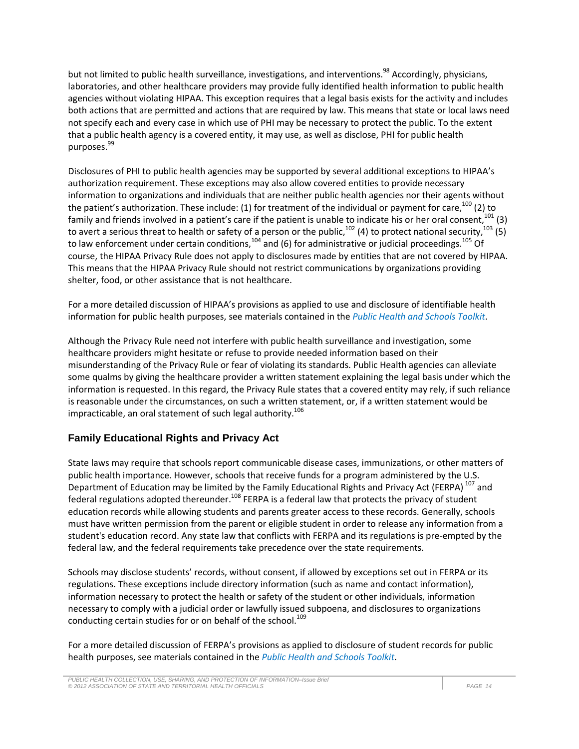but not limited to public health surveillance, investigations, and interventions.[98] Accordingly, physicians, laboratories, and other healthcare providers may provide fully identified health information to public health agencies without violating HIPAA. This exception requires that a legal basis exists for the activity and includes both actions that are permitted and actions that are required by law. This means that state or local laws need not specify each and every case in which use of PHI may be necessary to protect the public. To the extent that a public health agency is a covered entity, it may use, as well as disclose, PHI for public health purposes.[99]

Disclosures of PHI to public health agencies may be supported by several additional exceptions to HIPAA's authorization requirement. These exceptions may also allow covered entities to provide necessary information to organizations and individuals that are neither public health agencies nor their agents without the patient's authorization. These include: (1) for treatment of the individual or payment for care,[100] (2) to family and friends involved in a patient's care if the patient is unable to indicate his or her oral consent,[101] (3) to avert a serious threat to health or safety of a person or the public,[102] (4) to protect national security,[103] (5) to law enforcement under certain conditions,[104] and (6) for administrative or judicial proceedings.[105] Of course, the HIPAA Privacy Rule does not apply to disclosures made by entities that are not covered by HIPAA. This means that the HIPAA Privacy Rule should not restrict communications by organizations providing shelter, food, or other assistance that is not healthcare.

For a more detailed discussion of HIPAA's provisions as applied to use and disclosure of identifiable health information for public health purposes, see materials contained in the *Public Health and Schools Toolkit*.

Although the Privacy Rule need not interfere with public health surveillance and investigation, some healthcare providers might hesitate or refuse to provide needed information based on their misunderstanding of the Privacy Rule or fear of violating its standards. Public Health agencies can alleviate some qualms by giving the healthcare provider a written statement explaining the legal basis under which the information is requested. In this regard, the Privacy Rule states that a covered entity may rely, if such reliance is reasonable under the circumstances, on such a written statement, or, if a written statement would be impracticable, an oral statement of such legal authority.[106]

## Family Educational Rights and Privacy Act

State laws may require that schools report communicable disease cases, immunizations, or other matters of public health importance. However, schools that receive funds for a program administered by the U.S. Department of Education may be limited by the Family Educational Rights and Privacy Act (FERPA)[107] and federal regulations adopted thereunder.[108] FERPA is a federal law that protects the privacy of student education records while allowing students and parents greater access to these records. Generally, schools must have written permission from the parent or eligible student in order to release any information from a student's education record. Any state law that conflicts with FERPA and its regulations is pre-empted by the federal law, and the federal requirements take precedence over the state requirements.

Schools may disclose students' records, without consent, if allowed by exceptions set out in FERPA or its regulations. These exceptions include directory information (such as name and contact information), information necessary to protect the health or safety of the student or other individuals, information necessary to comply with a judicial order or lawfully issued subpoena, and disclosures to organizations conducting certain studies for or on behalf of the school.[109]

For a more detailed discussion of FERPA's provisions as applied to disclosure of student records for public health purposes, see materials contained in the *Public Health and Schools Toolkit*.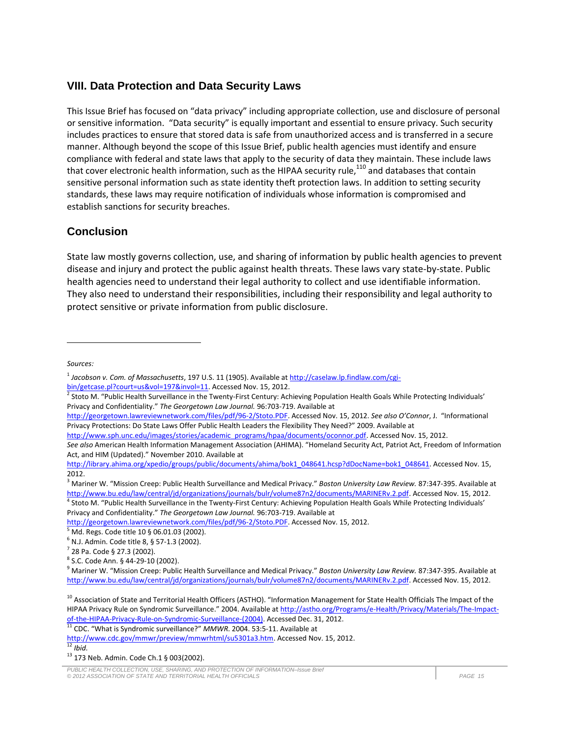## VIII. Data Protection and Data Security Laws

This Issue Brief has focused on "data privacy" including appropriate collection, use and disclosure of personal or sensitive information. "Data security" is equally important and essential to ensure privacy. Such security includes practices to ensure that stored data is safe from unauthorized access and is transferred in a secure manner. Although beyond the scope of this Issue Brief, public health agencies must identify and ensure compliance with federal and state laws that apply to the security of data they maintain. These include laws that cover electronic health information, such as the HIPAA security rule,[110] and databases that contain sensitive personal information such as state identity theft protection laws. In addition to setting security standards, these laws may require notification of individuals whose information is compromised and establish sanctions for security breaches.

## Conclusion

State law mostly governs collection, use, and sharing of information by public health agencies to prevent disease and injury and protect the public against health threats. These laws vary state-by-state. Public health agencies need to understand their legal authority to collect and use identifiable information. They also need to understand their responsibilities, including their responsibility and legal authority to protect sensitive or private information from public disclosure.

---

*Sources:*

[1] *Jacobson v. Com. of Massachusetts*, 197 U.S. 11 (1905). Available at http://caselaw.lp.findlaw.com/cgi-bin/getcase.pl?court=us&vol=197&invol=11. Accessed Nov. 15, 2012.

[2] Stoto M. "Public Health Surveillance in the Twenty-First Century: Achieving Population Health Goals While Protecting Individuals' Privacy and Confidentiality." *The Georgetown Law Journal.* 96:703-719. Available at http://georgetown.lawreviewnetwork.com/files/pdf/96-2/Stoto.PDF. Accessed Nov. 15, 2012. *See also O'Connor*, J. "Informational Privacy Protections: Do State Laws Offer Public Health Leaders the Flexibility They Need?" 2009. Available at http://www.sph.unc.edu/images/stories/academic_programs/hpaa/documents/oconnor.pdf. Accessed Nov. 15, 2012. *See also* American Health Information Management Association (AHIMA). "Homeland Security Act, Patriot Act, Freedom of Information Act, and HIM (Updated)." November 2010. Available at http://library.ahima.org/xpedio/groups/public/documents/ahima/bok1_048641.hcsp?dDocName=bok1_048641. Accessed Nov. 15, 2012.

[3] Mariner W. "Mission Creep: Public Health Surveillance and Medical Privacy." *Boston University Law Review.* 87:347-395. Available at http://www.bu.edu/law/central/jd/organizations/journals/bulr/volume87n2/documents/MARINERv.2.pdf. Accessed Nov. 15, 2012.

[4] Stoto M. "Public Health Surveillance in the Twenty-First Century: Achieving Population Health Goals While Protecting Individuals' Privacy and Confidentiality." *The Georgetown Law Journal.* 96:703-719. Available at http://georgetown.lawreviewnetwork.com/files/pdf/96-2/Stoto.PDF. Accessed Nov. 15, 2012.

[5] Md. Regs. Code title 10 § 06.01.03 (2002).

[6] N.J. Admin. Code title 8, § 57-1.3 (2002).

[7] 28 Pa. Code § 27.3 (2002).

[8] S.C. Code Ann. § 44-29-10 (2002).

[9] Mariner W. "Mission Creep: Public Health Surveillance and Medical Privacy." *Boston University Law Review.* 87:347-395. Available at http://www.bu.edu/law/central/jd/organizations/journals/bulr/volume87n2/documents/MARINERv.2.pdf. Accessed Nov. 15, 2012.

[10] Association of State and Territorial Health Officers (ASTHO). "Information Management for State Health Officials The Impact of the HIPAA Privacy Rule on Syndromic Surveillance." 2004. Available at http://astho.org/Programs/e-Health/Privacy/Materials/The-Impact-of-the-HIPAA-Privacy-Rule-on-Syndromic-Surveillance-(2004). Accessed Dec. 31, 2012.

[11] CDC. "What is Syndromic surveillance?" *MMWR*. 2004. 53:5-11. Available at http://www.cdc.gov/mmwr/preview/mmwrhtml/su5301a3.htm. Accessed Nov. 15, 2012.

[12] *Ibid.*

[13] 173 Neb. Admin. Code Ch.1 § 003(2002).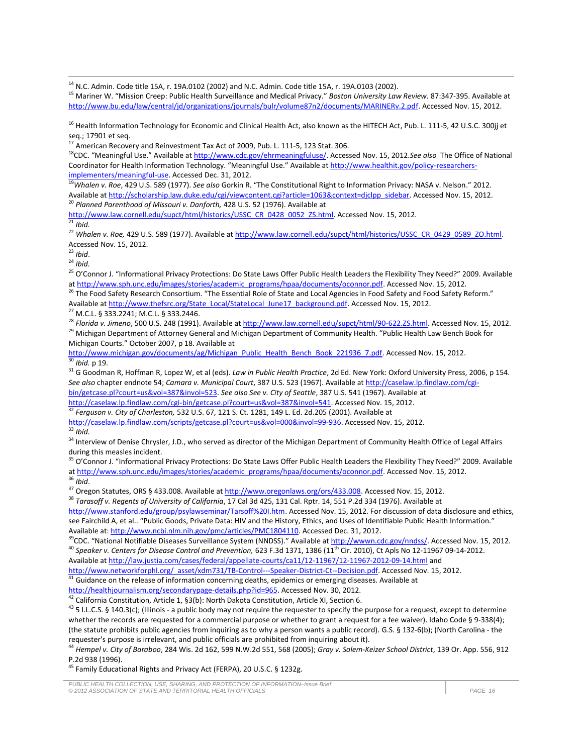[14] N.C. Admin. Code title 15A, r. 19A.0102 (2002) and N.C. Admin. Code title 15A, r. 19A.0103 (2002).

[15] Mariner W. "Mission Creep: Public Health Surveillance and Medical Privacy." *Boston University Law Review.* 87:347-395. Available at http://www.bu.edu/law/central/jd/organizations/journals/bulr/volume87n2/documents/MARINERv.2.pdf. Accessed Nov. 15, 2012.

[16] Health Information Technology for Economic and Clinical Health Act, also known as the HITECH Act, Pub. L. 111-5, 42 U.S.C. 300jj et seq.; 17901 et seq.

[17] American Recovery and Reinvestment Tax Act of 2009, Pub. L. 111-5, 123 Stat. 306.

[18] CDC. "Meaningful Use." Available at http://www.cdc.gov/ehrmeaningfuluse/. Accessed Nov. 15, 2012. *See also* The Office of National Coordinator for Health Information Technology. "Meaningful Use." Available at http://www.healthit.gov/policy-researchers-implementers/meaningful-use. Accessed Dec. 31, 2012.

[19] *Whalen v. Roe*, 429 U.S. 589 (1977). *See also* Gorkin R. "The Constitutional Right to Information Privacy: NASA v. Nelson." 2012. Available at http://scholarship.law.duke.edu/cgi/viewcontent.cgi?article=1063&context=djclpp_sidebar. Accessed Nov. 15, 2012.

[20] *Planned Parenthood of Missouri v. Danforth,* 428 U.S. 52 (1976). Available at http://www.law.cornell.edu/supct/html/historics/USSC_CR_0428_0052_ZS.html. Accessed Nov. 15, 2012.

[21] *Ibid.*

[22] *Whalen v. Roe,* 429 U.S. 589 (1977). Available at http://www.law.cornell.edu/supct/html/historics/USSC_CR_0429_0589_ZO.html. Accessed Nov. 15, 2012.

[23] *Ibid*.

[24] *Ibid.*

[25] O'Connor J. "Informational Privacy Protections: Do State Laws Offer Public Health Leaders the Flexibility They Need?" 2009. Available at http://www.sph.unc.edu/images/stories/academic_programs/hpaa/documents/oconnor.pdf. Accessed Nov. 15, 2012.

[26] The Food Safety Research Consortium. "The Essential Role of State and Local Agencies in Food Safety and Food Safety Reform." Available at http://www.thefsrc.org/State_Local/StateLocal_June17_background.pdf. Accessed Nov. 15, 2012.

[27] M.C.L. § 333.2241; M.C.L. § 333.2446.

[28] *Florida v. Jimeno*, 500 U.S. 248 (1991). Available at http://www.law.cornell.edu/supct/html/90-622.ZS.html. Accessed Nov. 15, 2012.

[29] Michigan Department of Attorney General and Michigan Department of Community Health. "Public Health Law Bench Book for Michigan Courts." October 2007, p 18. Available at http://www.michigan.gov/documents/ag/Michigan_Public_Health_Bench_Book_221936_7.pdf. Accessed Nov. 15, 2012.

[30] *Ibid.* p 19.

[31] G Goodman R, Hoffman R, Lopez W, et al (eds). *Law in Public Health Practice*, 2d Ed. New York: Oxford University Press, 2006, p 154. *See also* chapter endnote 54; *Camara v. Municipal Court*, 387 U.S. 523 (1967). Available at http://caselaw.lp.findlaw.com/cgi-bin/getcase.pl?court=us&vol=387&invol=523. *See also See v. City of Seattle*, 387 U.S. 541 (1967). Available at http://caselaw.lp.findlaw.com/cgi-bin/getcase.pl?court=us&vol=387&invol=541. Accessed Nov. 15, 2012.

[32] *Ferguson v. City of Charleston,* 532 U.S. 67, 121 S. Ct. 1281, 149 L. Ed. 2d.205 (2001). Available at http://caselaw.lp.findlaw.com/scripts/getcase.pl?court=us&vol=000&invol=99-936. Accessed Nov. 15, 2012.

[33] *Ibid.*

[34] Interview of Denise Chrysler, J.D., who served as director of the Michigan Department of Community Health Office of Legal Affairs during this measles incident.

[35] O'Connor J. "Informational Privacy Protections: Do State Laws Offer Public Health Leaders the Flexibility They Need?" 2009. Available at http://www.sph.unc.edu/images/stories/academic_programs/hpaa/documents/oconnor.pdf. Accessed Nov. 15, 2012.

[36] *Ibid*.

[37] Oregon Statutes, ORS § 433.008. Available at http://www.oregonlaws.org/ors/433.008. Accessed Nov. 15, 2012.

[38] *Tarasoff v. Regents of University of California*, 17 Cal 3d 425, 131 Cal. Rptr. 14, 551 P.2d 334 (1976). Available at http://www.stanford.edu/group/psylawseminar/Tarsoff%20I.htm. Accessed Nov. 15, 2012. For discussion of data disclosure and ethics, see Fairchild A, et al.. "Public Goods, Private Data: HIV and the History, Ethics, and Uses of Identifiable Public Health Information." Available at: http://www.ncbi.nlm.nih.gov/pmc/articles/PMC1804110. Accessed Dec. 31, 2012.

[39] CDC. "National Notifiable Diseases Surveillance System (NNDSS)." Available at http://wwwn.cdc.gov/nndss/. Accessed Nov. 15, 2012.

[40] *Speaker v. Centers for Disease Control and Prevention,* 623 F.3d 1371, 1386 (11th Cir. 2010), Ct Apls No 12-11967 09-14-2012. Available at http://law.justia.com/cases/federal/appellate-courts/ca11/12-11967/12-11967-2012-09-14.html and http://www.networkforphl.org/_asset/xdm731/TB-Control---Speaker-District-Ct--Decision.pdf. Accessed Nov. 15, 2012.

[41] Guidance on the release of information concerning deaths, epidemics or emerging diseases. Available at http://healthjournalism.org/secondarypage-details.php?id=965. Accessed Nov. 30, 2012.

[42] California Constitution, Article 1, §3(b): North Dakota Constitution, Article XI, Section 6.

[43] 5 I.L.C.S. § 140.3(c); (Illinois - a public body may not require the requester to specify the purpose for a request, except to determine whether the records are requested for a commercial purpose or whether to grant a request for a fee waiver). Idaho Code § 9-338(4); (the statute prohibits public agencies from inquiring as to why a person wants a public record). G.S. § 132-6(b); (North Carolina - the requester's purpose is irrelevant, and public officials are prohibited from inquiring about it).

[44] *Hempel v. City of Baraboo*, 284 Wis. 2d 162, 599 N.W.2d 551, 568 (2005); *Gray v. Salem-Keizer School District*, 139 Or. App. 556, 912 P.2d 938 (1996).

[45] Family Educational Rights and Privacy Act (FERPA), 20 U.S.C. § 1232g.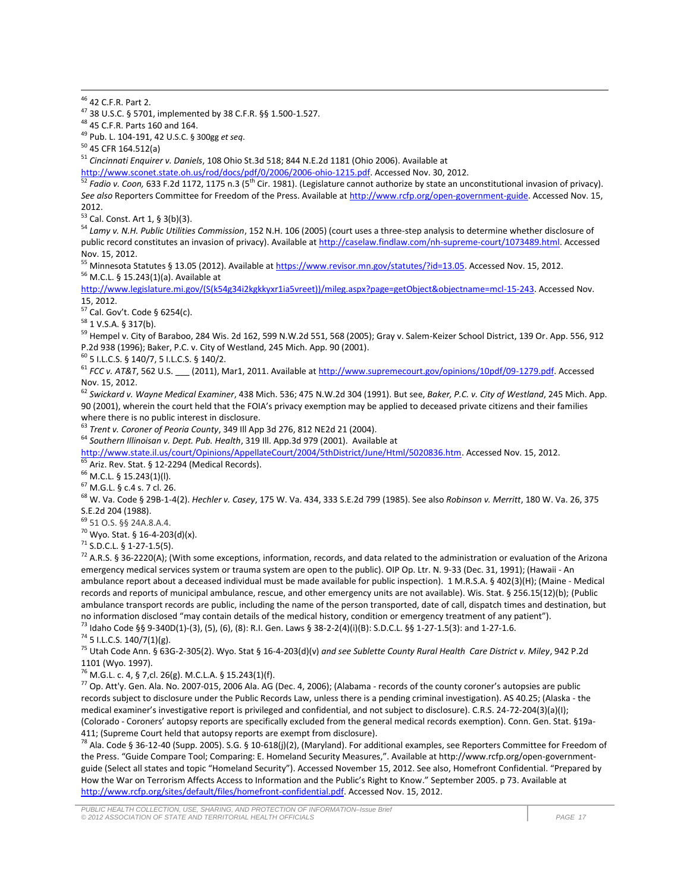[46] 42 C.F.R. Part 2.

[47] 38 U.S.C. § 5701, implemented by 38 C.F.R. §§ 1.500-1.527.

[48] 45 C.F.R. Parts 160 and 164.

[49] Pub. L. 104-191, 42 U.S.C. § 300gg *et seq*.

[50] 45 CFR 164.512(a)

[51] *Cincinnati Enquirer v. Daniels*, 108 Ohio St.3d 518; 844 N.E.2d 1181 (Ohio 2006). Available at http://www.sconet.state.oh.us/rod/docs/pdf/0/2006/2006-ohio-1215.pdf. Accessed Nov. 30, 2012.

[52] *Fadio v. Coon,* 633 F.2d 1172, 1175 n.3 (5th Cir. 1981). (Legislature cannot authorize by state an unconstitutional invasion of privacy). *See also* Reporters Committee for Freedom of the Press. Available at http://www.rcfp.org/open-government-guide. Accessed Nov. 15, 2012.

[53] Cal. Const. Art 1, § 3(b)(3).

[54] *Lamy v. N.H. Public Utilities Commission*, 152 N.H. 106 (2005) (court uses a three-step analysis to determine whether disclosure of public record constitutes an invasion of privacy). Available at http://caselaw.findlaw.com/nh-supreme-court/1073489.html. Accessed Nov. 15, 2012.

[55] Minnesota Statutes § 13.05 (2012). Available at https://www.revisor.mn.gov/statutes/?id=13.05. Accessed Nov. 15, 2012.

[56] M.C.L. § 15.243(1)(a). Available at http://www.legislature.mi.gov/(S(k54g34i2kgkkyxr1ia5vreet))/mileg.aspx?page=getObject&objectname=mcl-15-243. Accessed Nov. 15, 2012.

[57] Cal. Gov't. Code § 6254(c).

[58] 1 V.S.A. § 317(b).

[59] Hempel v. City of Baraboo, 284 Wis. 2d 162, 599 N.W.2d 551, 568 (2005); Gray v. Salem-Keizer School District, 139 Or. App. 556, 912 P.2d 938 (1996); Baker, P.C. v. City of Westland, 245 Mich. App. 90 (2001).

[60] 5 I.L.C.S. § 140/7, 5 I.L.C.S. § 140/2.

[61] *FCC v. AT&T*, 562 U.S. ___ (2011), Mar1, 2011. Available at http://www.supremecourt.gov/opinions/10pdf/09-1279.pdf. Accessed Nov. 15, 2012.

[62] *Swickard v. Wayne Medical Examiner*, 438 Mich. 536; 475 N.W.2d 304 (1991). But see, *Baker, P.C. v. City of Westland*, 245 Mich. App. 90 (2001), wherein the court held that the FOIA's privacy exemption may be applied to deceased private citizens and their families where there is no public interest in disclosure.

[63] *Trent v. Coroner of Peoria County*, 349 Ill App 3d 276, 812 NE2d 21 (2004).

[64] *Southern Illinoisan v. Dept. Pub. Health*, 319 Ill. App.3d 979 (2001). Available at http://www.state.il.us/court/Opinions/AppellateCourt/2004/5thDistrict/June/Html/5020836.htm. Accessed Nov. 15, 2012.

[65] Ariz. Rev. Stat. § 12-2294 (Medical Records).

[66] M.C.L. § 15.243(1)(l).

[67] M.G.L. § c.4 s. 7 cl. 26.

[68] W. Va. Code § 29B-1-4(2). *Hechler v. Casey*, 175 W. Va. 434, 333 S.E.2d 799 (1985). See also *Robinson v. Merritt*, 180 W. Va. 26, 375 S.E.2d 204 (1988).

[69] 51 O.S. §§ 24A.8.A.4.

[70] Wyo. Stat. § 16-4-203(d)(x).

[71] S.D.C.L. § 1-27-1.5(5).

[72] A.R.S. § 36-2220(A); (With some exceptions, information, records, and data related to the administration or evaluation of the Arizona emergency medical services system or trauma system are open to the public). OIP Op. Ltr. N. 9-33 (Dec. 31, 1991); (Hawaii - An ambulance report about a deceased individual must be made available for public inspection). 1 M.R.S.A. § 402(3)(H); (Maine - Medical records and reports of municipal ambulance, rescue, and other emergency units are not available). Wis. Stat. § 256.15(12)(b); (Public ambulance transport records are public, including the name of the person transported, date of call, dispatch times and destination, but no information disclosed "may contain details of the medical history, condition or emergency treatment of any patient").

[73] Idaho Code §§ 9-340D(1)-(3), (5), (6), (8): R.I. Gen. Laws § 38-2-2(4)(i)(B): S.D.C.L. §§ 1-27-1.5(3): and 1-27-1.6.

[74] 5 I.L.C.S. 140/7(1)(g).

[75] Utah Code Ann. § 63G-2-305(2). Wyo. Stat § 16-4-203(d)(v) *and see Sublette County Rural Health Care District v. Miley*, 942 P.2d 1101 (Wyo. 1997).

[76] M.G.L. c. 4, § 7,cl. 26(g). M.C.L.A. § 15.243(1)(f).

[77] Op. Att'y. Gen. Ala. No. 2007-015, 2006 Ala. AG (Dec. 4, 2006); (Alabama - records of the county coroner's autopsies are public records subject to disclosure under the Public Records Law, unless there is a pending criminal investigation). AS 40.25; (Alaska - the medical examiner's investigative report is privileged and confidential, and not subject to disclosure). C.R.S. 24-72-204(3)(a)(I); (Colorado - Coroners' autopsy reports are specifically excluded from the general medical records exemption). Conn. Gen. Stat. §19a-411; (Supreme Court held that autopsy reports are exempt from disclosure).

[78] Ala. Code § 36-12-40 (Supp. 2005). S.G. § 10-618(j)(2), (Maryland). For additional examples, see Reporters Committee for Freedom of the Press. "Guide Compare Tool; Comparing: E. Homeland Security Measures,". Available at http://www.rcfp.org/open-government-guide (Select all states and topic "Homeland Security"). Accessed November 15, 2012. See also, Homefront Confidential. "Prepared by How the War on Terrorism Affects Access to Information and the Public's Right to Know." September 2005. p 73. Available at http://www.rcfp.org/sites/default/files/homefront-confidential.pdf. Accessed Nov. 15, 2012.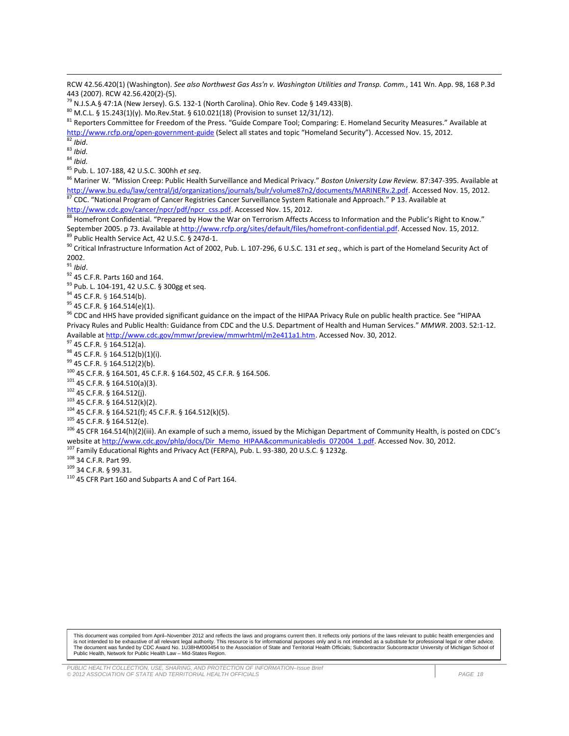RCW 42.56.420(1) (Washington). *See also Northwest Gas Ass'n v. Washington Utilities and Transp. Comm.*, 141 Wn. App. 98, 168 P.3d 443 (2007). RCW 42.56.420(2)-(5).

[79] N.J.S.A.§ 47:1A (New Jersey). G.S. 132-1 (North Carolina). Ohio Rev. Code § 149.433(B).

[80] M.C.L. § 15.243(1)(y). Mo.Rev.Stat. § 610.021(18) (Provision to sunset 12/31/12).

[81] Reporters Committee for Freedom of the Press. "Guide Compare Tool; Comparing: E. Homeland Security Measures." Available at http://www.rcfp.org/open-government-guide (Select all states and topic "Homeland Security"). Accessed Nov. 15, 2012.

[82] *Ibid*.

[83] *Ibid.*

[84] *Ibid.*

[85] Pub. L. 107-188, 42 U.S.C. 300hh *et seq*.

[86] Mariner W. "Mission Creep: Public Health Surveillance and Medical Privacy." *Boston University Law Review.* 87:347-395. Available at http://www.bu.edu/law/central/jd/organizations/journals/bulr/volume87n2/documents/MARINERv.2.pdf. Accessed Nov. 15, 2012.

[87] CDC. "National Program of Cancer Registries Cancer Surveillance System Rationale and Approach." P 13. Available at http://www.cdc.gov/cancer/npcr/pdf/npcr_css.pdf. Accessed Nov. 15, 2012.

[88] Homefront Confidential. "Prepared by How the War on Terrorism Affects Access to Information and the Public's Right to Know." September 2005. p 73. Available at http://www.rcfp.org/sites/default/files/homefront-confidential.pdf. Accessed Nov. 15, 2012.

[89] Public Health Service Act, 42 U.S.C. § 247d-1.

[90] Critical Infrastructure Information Act of 2002, Pub. L. 107-296, 6 U.S.C. 131 *et seq*., which is part of the Homeland Security Act of 2002.

[91] *Ibid*.

[92] 45 C.F.R. Parts 160 and 164.

[93] Pub. L. 104-191, 42 U.S.C. § 300gg et seq.

[94] 45 C.F.R. § 164.514(b).

[95] 45 C.F.R. § 164.514(e)(1).

[96] CDC and HHS have provided significant guidance on the impact of the HIPAA Privacy Rule on public health practice. See "HIPAA Privacy Rules and Public Health: Guidance from CDC and the U.S. Department of Health and Human Services." *MMWR*. 2003. 52:1-12. Available at http://www.cdc.gov/mmwr/preview/mmwrhtml/m2e411a1.htm. Accessed Nov. 30, 2012.

[97] 45 C.F.R. § 164.512(a).

[98] 45 C.F.R. § 164.512(b)(1)(i).

[99] 45 C.F.R. § 164.512(2)(b).

[100] 45 C.F.R. § 164.501, 45 C.F.R. § 164.502, 45 C.F.R. § 164.506.

[101] 45 C.F.R. § 164.510(a)(3).

[102] 45 C.F.R. § 164.512(j).

[103] 45 C.F.R. § 164.512(k)(2).

[104] 45 C.F.R. § 164.521(f); 45 C.F.R. § 164.512(k)(5).

[105] 45 C.F.R. § 164.512(e).

[106] 45 CFR 164.514(h)(2)(iii). An example of such a memo, issued by the Michigan Department of Community Health, is posted on CDC's website at http://www.cdc.gov/phlp/docs/Dir_Memo_HIPAA&communicabledis_072004_1.pdf. Accessed Nov. 30, 2012.

[107] Family Educational Rights and Privacy Act (FERPA), Pub. L. 93-380, 20 U.S.C. § 1232g.

[108] 34 C.F.R. Part 99.

[109] 34 C.F.R. § 99.31.

[110] 45 CFR Part 160 and Subparts A and C of Part 164.

This document was compiled from April–November 2012 and reflects the laws and programs current then. It reflects only portions of the laws relevant to public health emergencies and is not intended to be exhaustive of all relevant legal authority. This resource is for informational purposes only and is not intended as a substitute for professional legal or other advice. The document was funded by CDC Award No. 1U38HM000454 to the Association of State and Territorial Health Officials; Subcontractor Subcontractor University of Michigan School of Public Health, Network for Public Health Law – Mid-States Region.